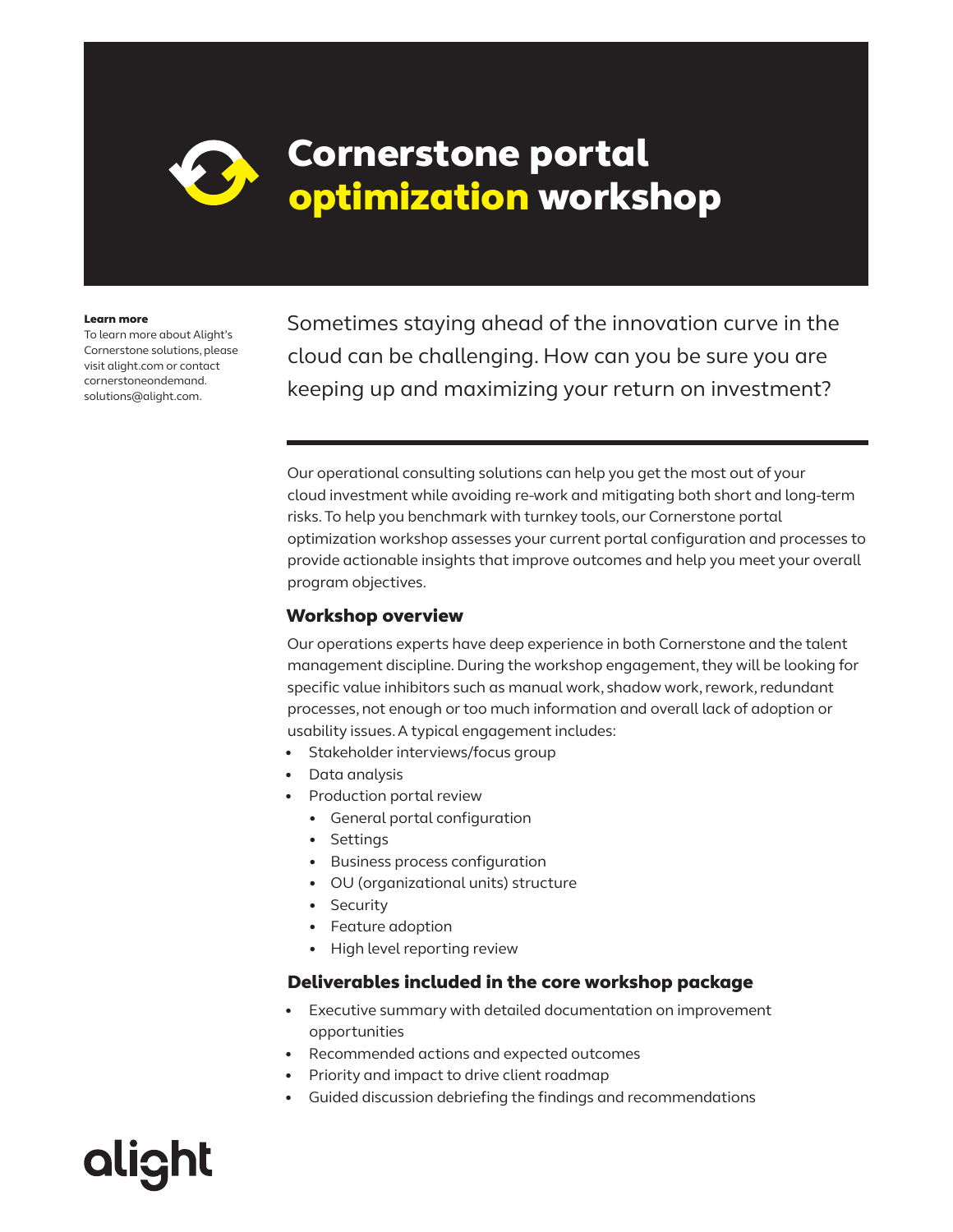# Cornerstone portal optimization workshop

**Learn more**

To learn more about Alight's Cornerstone solutions, please visit alight.com or contact cornerstoneondemand.solutions@alight.com.

Sometimes staying ahead of the innovation curve in the cloud can be challenging. How can you be sure you are keeping up and maximizing your return on investment?

Our operational consulting solutions can help you get the most out of your cloud investment while avoiding re-work and mitigating both short and long-term risks. To help you benchmark with turnkey tools, our Cornerstone portal optimization workshop assesses your current portal configuration and processes to provide actionable insights that improve outcomes and help you meet your overall program objectives.

## Workshop overview

Our operations experts have deep experience in both Cornerstone and the talent management discipline. During the workshop engagement, they will be looking for specific value inhibitors such as manual work, shadow work, rework, redundant processes, not enough or too much information and overall lack of adoption or usability issues. A typical engagement includes:

- Stakeholder interviews/focus group
- Data analysis
- Production portal review
  - General portal configuration
  - Settings
  - Business process configuration
  - OU (organizational units) structure
  - Security
  - Feature adoption
  - High level reporting review

## Deliverables included in the core workshop package

- Executive summary with detailed documentation on improvement opportunities
- Recommended actions and expected outcomes
- Priority and impact to drive client roadmap
- Guided discussion debriefing the findings and recommendations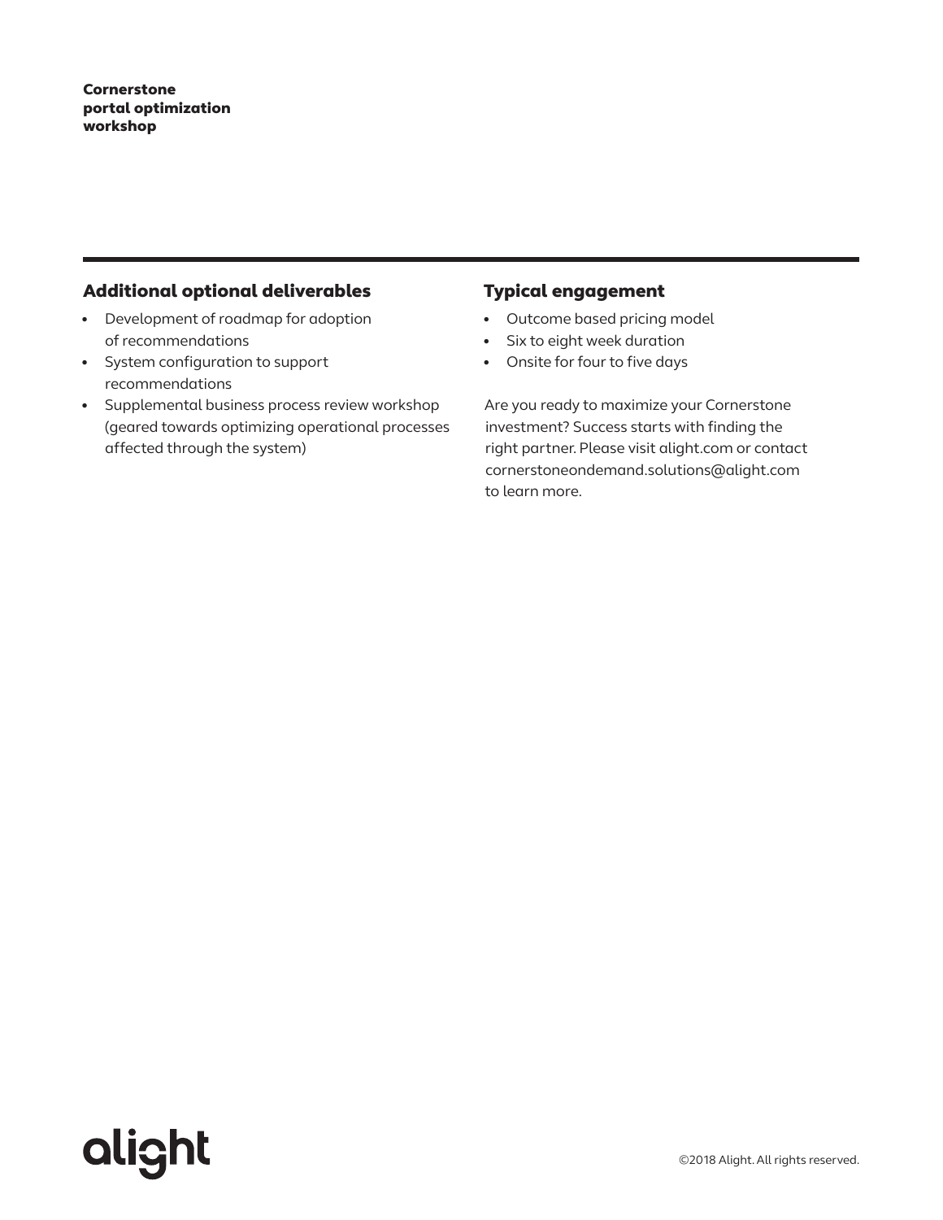## Additional optional deliverables

- Development of roadmap for adoption of recommendations
- System configuration to support recommendations
- Supplemental business process review workshop (geared towards optimizing operational processes affected through the system)

## Typical engagement

- Outcome based pricing model
- Six to eight week duration
- Onsite for four to five days

Are you ready to maximize your Cornerstone investment? Success starts with finding the right partner. Please visit alight.com or contact cornerstoneondemand.solutions@alight.com to learn more.

alight

©2018 Alight. All rights reserved.